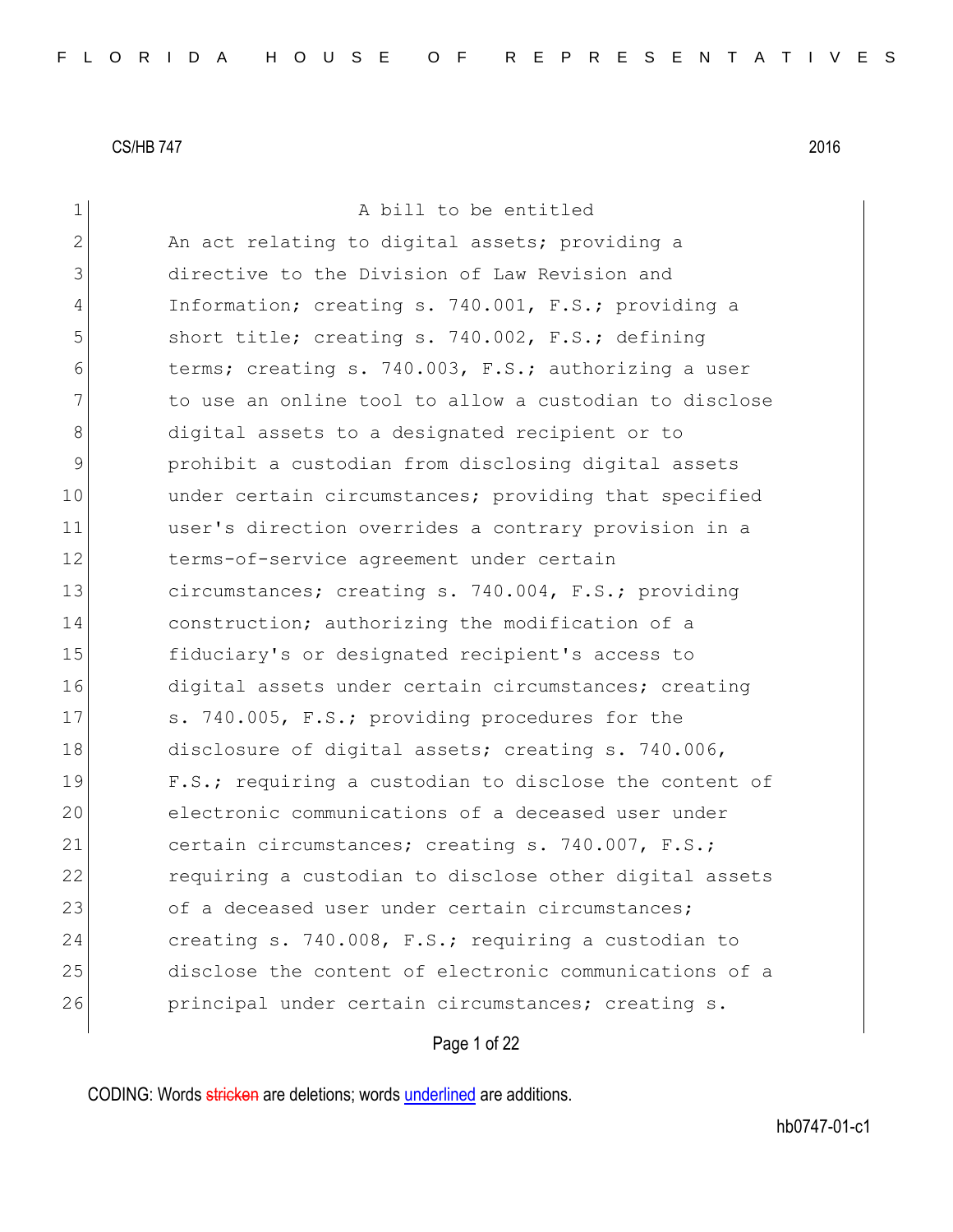CS/HB 747 2016

1 A bill to be entitled
2 An act relating to digital assets; providing a
3 directive to the Division of Law Revision and
4 Information; creating s. 740.001, F.S.; providing a
5 short title; creating s. 740.002, F.S.; defining
6 terms; creating s. 740.003, F.S.; authorizing a user
7 to use an online tool to allow a custodian to disclose
8 digital assets to a designated recipient or to
9 prohibit a custodian from disclosing digital assets
10 under certain circumstances; providing that specified
11 user's direction overrides a contrary provision in a
12 terms-of-service agreement under certain
13 circumstances; creating s. 740.004, F.S.; providing
14 construction; authorizing the modification of a
15 fiduciary's or designated recipient's access to
16 digital assets under certain circumstances; creating
17 s. 740.005, F.S.; providing procedures for the
18 disclosure of digital assets; creating s. 740.006,
19 F.S.; requiring a custodian to disclose the content of
20 electronic communications of a deceased user under
21 certain circumstances; creating s. 740.007, F.S.;
22 requiring a custodian to disclose other digital assets
23 of a deceased user under certain circumstances;
24 creating s. 740.008, F.S.; requiring a custodian to
25 disclose the content of electronic communications of a
26 principal under certain circumstances; creating s.

CODING: Words stricken are deletions; words underlined are additions.

hb0747-01-c1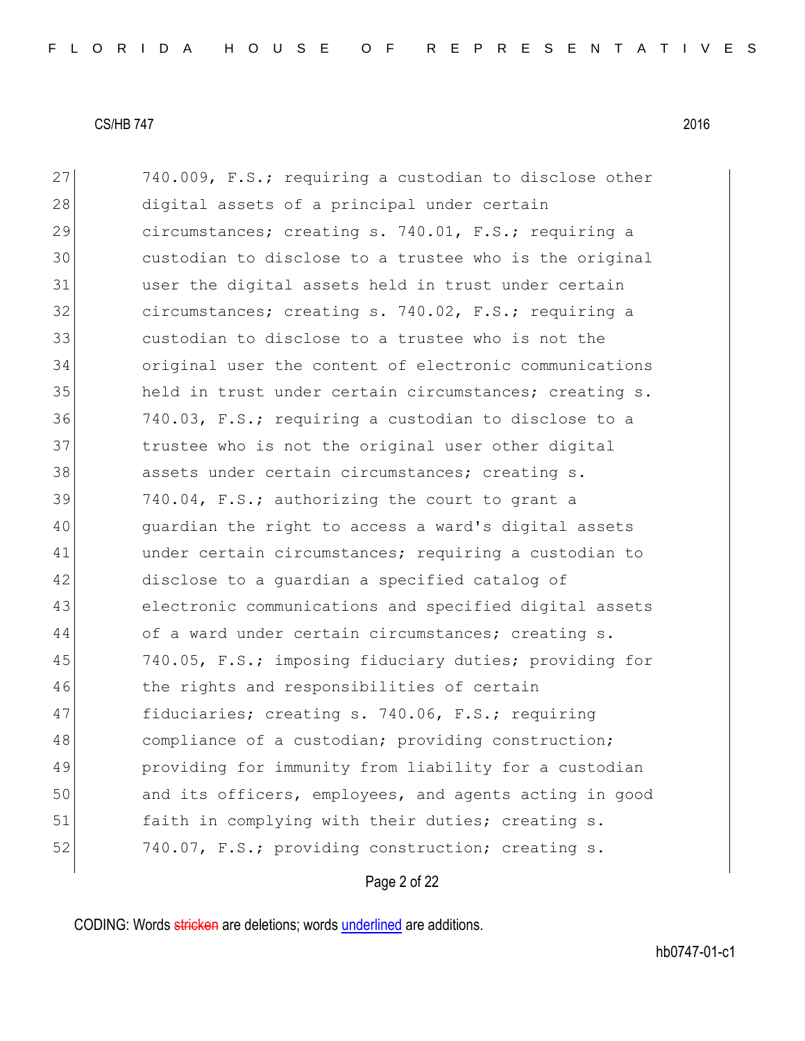CS/HB 747 2016

27 740.009, F.S.; requiring a custodian to disclose other
28 digital assets of a principal under certain
29 circumstances; creating s. 740.01, F.S.; requiring a
30 custodian to disclose to a trustee who is the original
31 user the digital assets held in trust under certain
32 circumstances; creating s. 740.02, F.S.; requiring a
33 custodian to disclose to a trustee who is not the
34 original user the content of electronic communications
35 held in trust under certain circumstances; creating s.
36 740.03, F.S.; requiring a custodian to disclose to a
37 trustee who is not the original user other digital
38 assets under certain circumstances; creating s.
39 740.04, F.S.; authorizing the court to grant a
40 guardian the right to access a ward's digital assets
41 under certain circumstances; requiring a custodian to
42 disclose to a guardian a specified catalog of
43 electronic communications and specified digital assets
44 of a ward under certain circumstances; creating s.
45 740.05, F.S.; imposing fiduciary duties; providing for
46 the rights and responsibilities of certain
47 fiduciaries; creating s. 740.06, F.S.; requiring
48 compliance of a custodian; providing construction;
49 providing for immunity from liability for a custodian
50 and its officers, employees, and agents acting in good
51 faith in complying with their duties; creating s.
52 740.07, F.S.; providing construction; creating s.

CODING: Words stricken are deletions; words underlined are additions.

hb0747-01-c1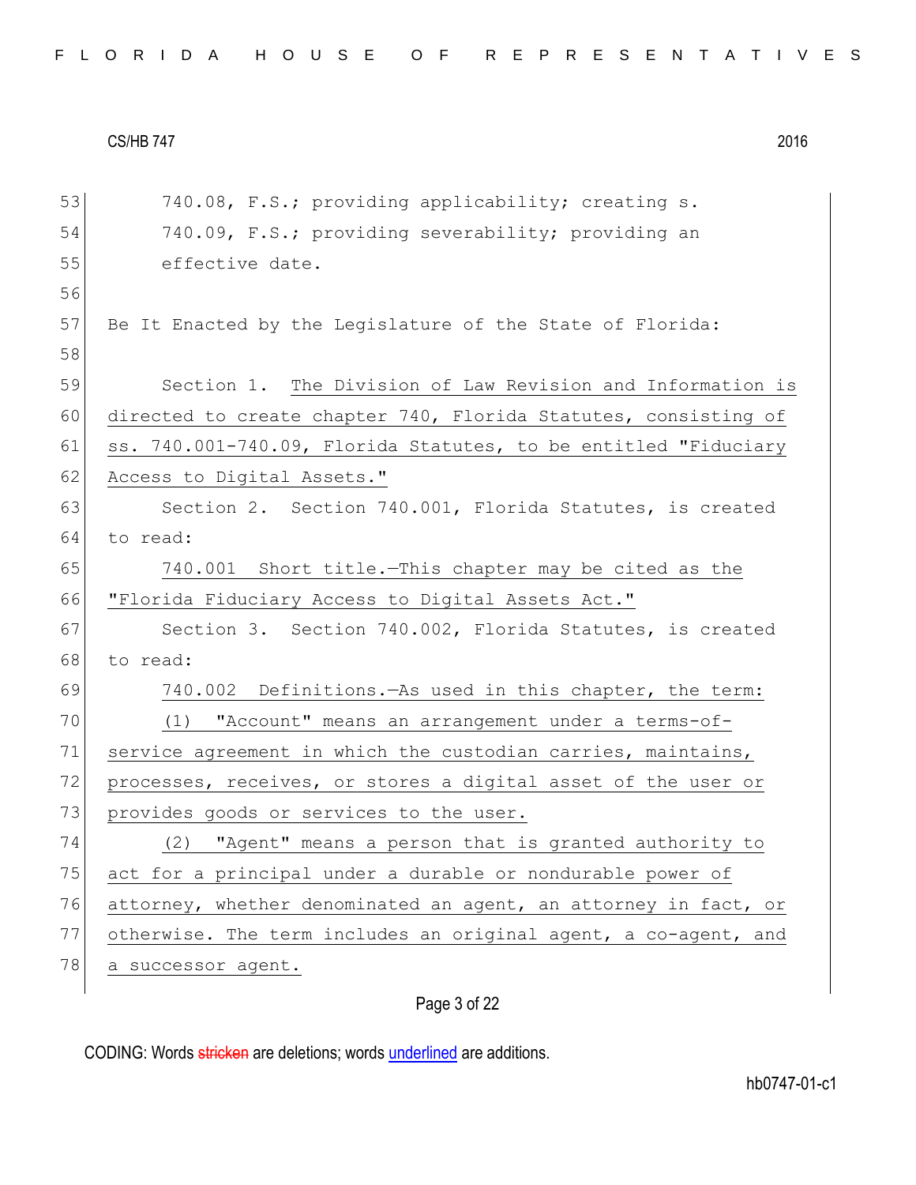740.08, F.S.; providing applicability; creating s. 740.09, F.S.; providing severability; providing an effective date.

Be It Enacted by the Legislature of the State of Florida:

Section 1. The Division of Law Revision and Information is directed to create chapter 740, Florida Statutes, consisting of ss. 740.001-740.09, Florida Statutes, to be entitled "Fiduciary Access to Digital Assets."

Section 2. Section 740.001, Florida Statutes, is created to read:

740.001 Short title.—This chapter may be cited as the "Florida Fiduciary Access to Digital Assets Act."

Section 3. Section 740.002, Florida Statutes, is created to read:

740.002 Definitions.—As used in this chapter, the term:

(1) "Account" means an arrangement under a terms-of-service agreement in which the custodian carries, maintains, processes, receives, or stores a digital asset of the user or provides goods or services to the user.

(2) "Agent" means a person that is granted authority to act for a principal under a durable or nondurable power of attorney, whether denominated an agent, an attorney in fact, or otherwise. The term includes an original agent, a co-agent, and a successor agent.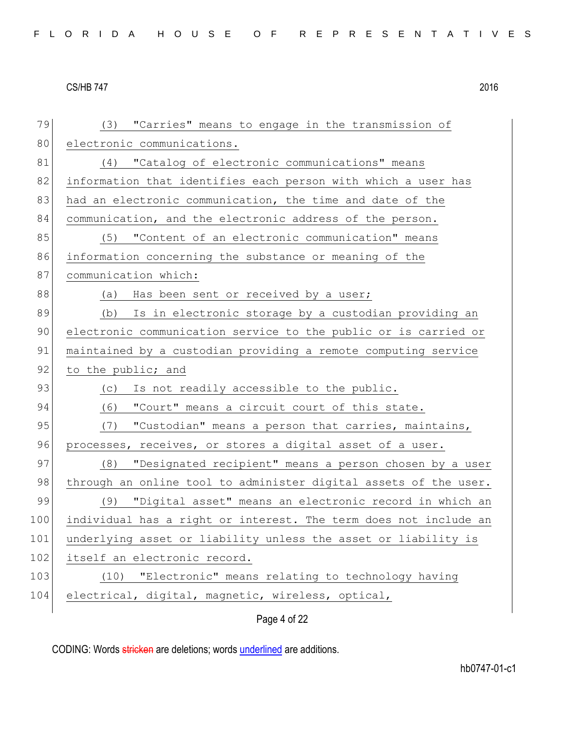(3) "Carries" means to engage in the transmission of electronic communications.

(4) "Catalog of electronic communications" means information that identifies each person with which a user has had an electronic communication, the time and date of the communication, and the electronic address of the person.

(5) "Content of an electronic communication" means information concerning the substance or meaning of the communication which:

(a) Has been sent or received by a user;

(b) Is in electronic storage by a custodian providing an electronic communication service to the public or is carried or maintained by a custodian providing a remote computing service to the public; and

(c) Is not readily accessible to the public.

(6) "Court" means a circuit court of this state.

(7) "Custodian" means a person that carries, maintains, processes, receives, or stores a digital asset of a user.

(8) "Designated recipient" means a person chosen by a user through an online tool to administer digital assets of the user.

(9) "Digital asset" means an electronic record in which an individual has a right or interest. The term does not include an underlying asset or liability unless the asset or liability is itself an electronic record.

(10) "Electronic" means relating to technology having electrical, digital, magnetic, wireless, optical,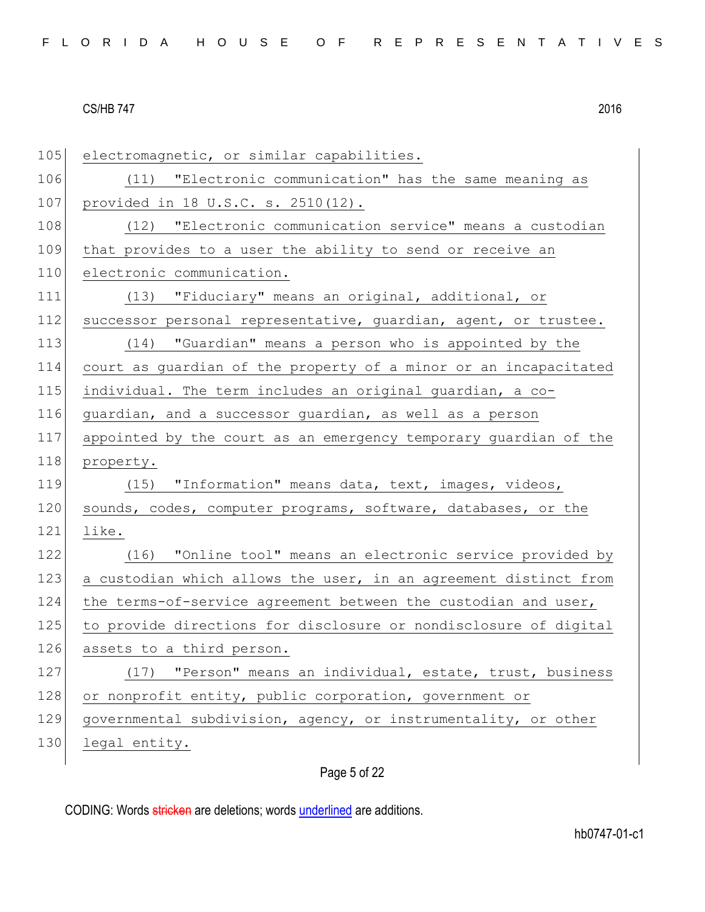electromagnetic, or similar capabilities.

(11) "Electronic communication" has the same meaning as provided in 18 U.S.C. s. 2510(12).

(12) "Electronic communication service" means a custodian that provides to a user the ability to send or receive an electronic communication.

(13) "Fiduciary" means an original, additional, or successor personal representative, guardian, agent, or trustee.

(14) "Guardian" means a person who is appointed by the court as guardian of the property of a minor or an incapacitated individual. The term includes an original guardian, a co-guardian, and a successor guardian, as well as a person appointed by the court as an emergency temporary guardian of the property.

(15) "Information" means data, text, images, videos, sounds, codes, computer programs, software, databases, or the like.

(16) "Online tool" means an electronic service provided by a custodian which allows the user, in an agreement distinct from the terms-of-service agreement between the custodian and user, to provide directions for disclosure or nondisclosure of digital assets to a third person.

(17) "Person" means an individual, estate, trust, business or nonprofit entity, public corporation, government or governmental subdivision, agency, or instrumentality, or other legal entity.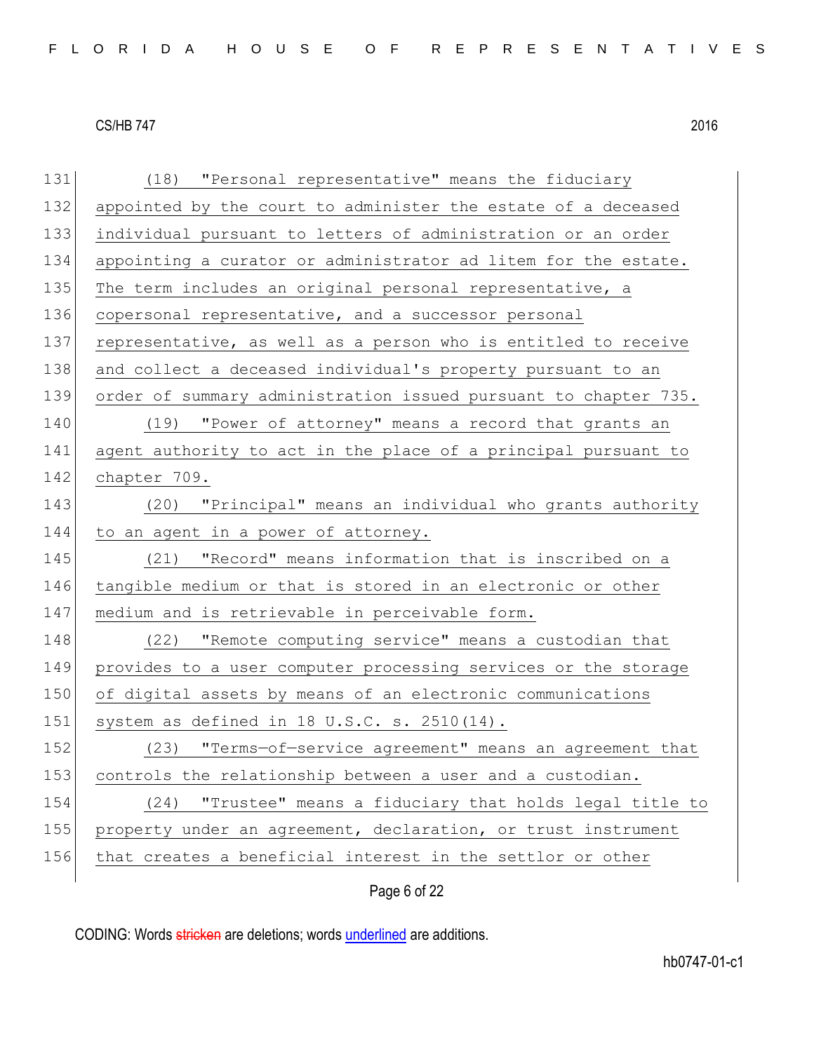(18) "Personal representative" means the fiduciary appointed by the court to administer the estate of a deceased individual pursuant to letters of administration or an order appointing a curator or administrator ad litem for the estate. The term includes an original personal representative, a copersonal representative, and a successor personal representative, as well as a person who is entitled to receive and collect a deceased individual's property pursuant to an order of summary administration issued pursuant to chapter 735.

(19) "Power of attorney" means a record that grants an agent authority to act in the place of a principal pursuant to chapter 709.

(20) "Principal" means an individual who grants authority to an agent in a power of attorney.

(21) "Record" means information that is inscribed on a tangible medium or that is stored in an electronic or other medium and is retrievable in perceivable form.

(22) "Remote computing service" means a custodian that provides to a user computer processing services or the storage of digital assets by means of an electronic communications system as defined in 18 U.S.C. s. 2510(14).

(23) "Terms-of-service agreement" means an agreement that controls the relationship between a user and a custodian.

(24) "Trustee" means a fiduciary that holds legal title to property under an agreement, declaration, or trust instrument that creates a beneficial interest in the settlor or other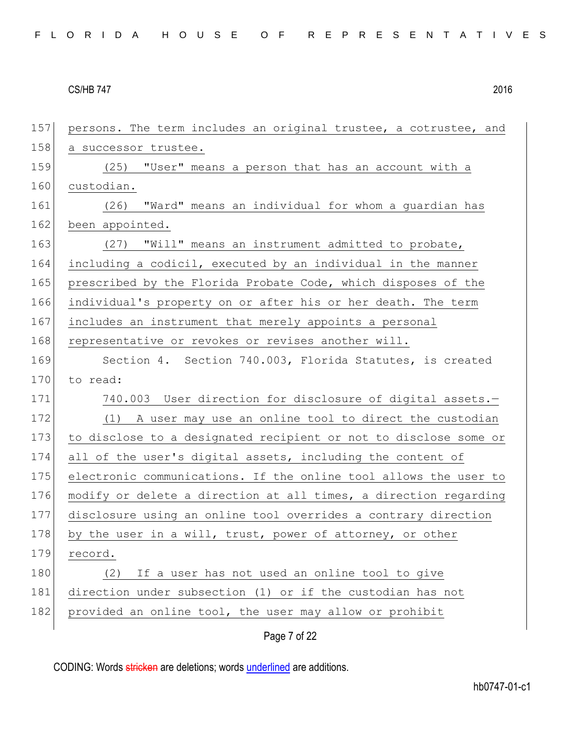persons. The term includes an original trustee, a cotrustee, and a successor trustee.

(25) "User" means a person that has an account with a custodian.

(26) "Ward" means an individual for whom a guardian has been appointed.

(27) "Will" means an instrument admitted to probate, including a codicil, executed by an individual in the manner prescribed by the Florida Probate Code, which disposes of the individual's property on or after his or her death. The term includes an instrument that merely appoints a personal representative or revokes or revises another will.

Section 4. Section 740.003, Florida Statutes, is created to read:

740.003 User direction for disclosure of digital assets.—

(1) A user may use an online tool to direct the custodian to disclose to a designated recipient or not to disclose some or all of the user's digital assets, including the content of electronic communications. If the online tool allows the user to modify or delete a direction at all times, a direction regarding disclosure using an online tool overrides a contrary direction by the user in a will, trust, power of attorney, or other record.

(2) If a user has not used an online tool to give direction under subsection (1) or if the custodian has not provided an online tool, the user may allow or prohibit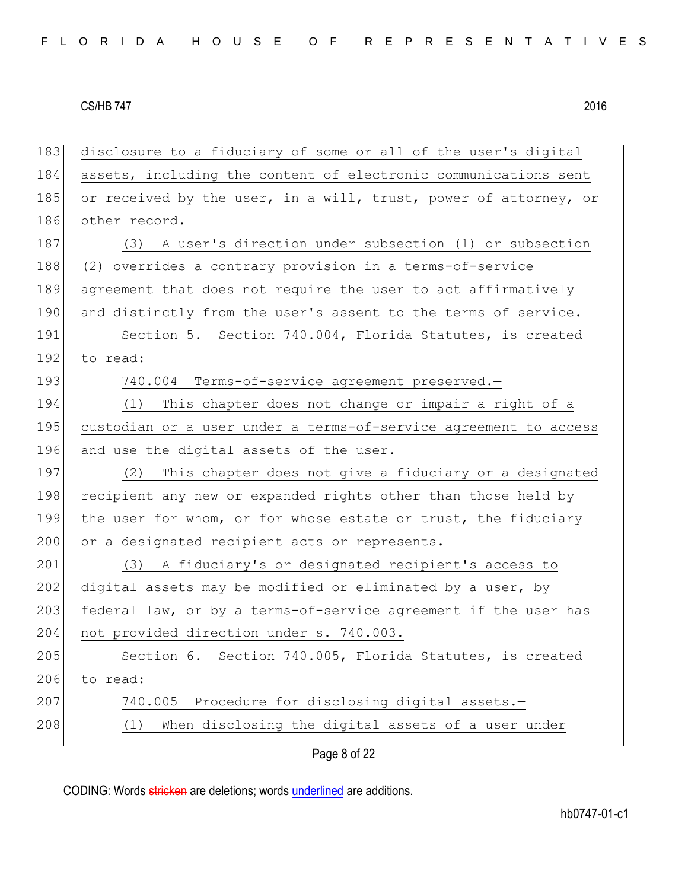disclosure to a fiduciary of some or all of the user's digital assets, including the content of electronic communications sent or received by the user, in a will, trust, power of attorney, or other record.

(3) A user's direction under subsection (1) or subsection (2) overrides a contrary provision in a terms-of-service agreement that does not require the user to act affirmatively and distinctly from the user's assent to the terms of service.

Section 5. Section 740.004, Florida Statutes, is created to read:

740.004 Terms-of-service agreement preserved.—

(1) This chapter does not change or impair a right of a custodian or a user under a terms-of-service agreement to access and use the digital assets of the user.

(2) This chapter does not give a fiduciary or a designated recipient any new or expanded rights other than those held by the user for whom, or for whose estate or trust, the fiduciary or a designated recipient acts or represents.

(3) A fiduciary's or designated recipient's access to digital assets may be modified or eliminated by a user, by federal law, or by a terms-of-service agreement if the user has not provided direction under s. 740.003.

Section 6. Section 740.005, Florida Statutes, is created to read:

740.005 Procedure for disclosing digital assets.—

(1) When disclosing the digital assets of a user under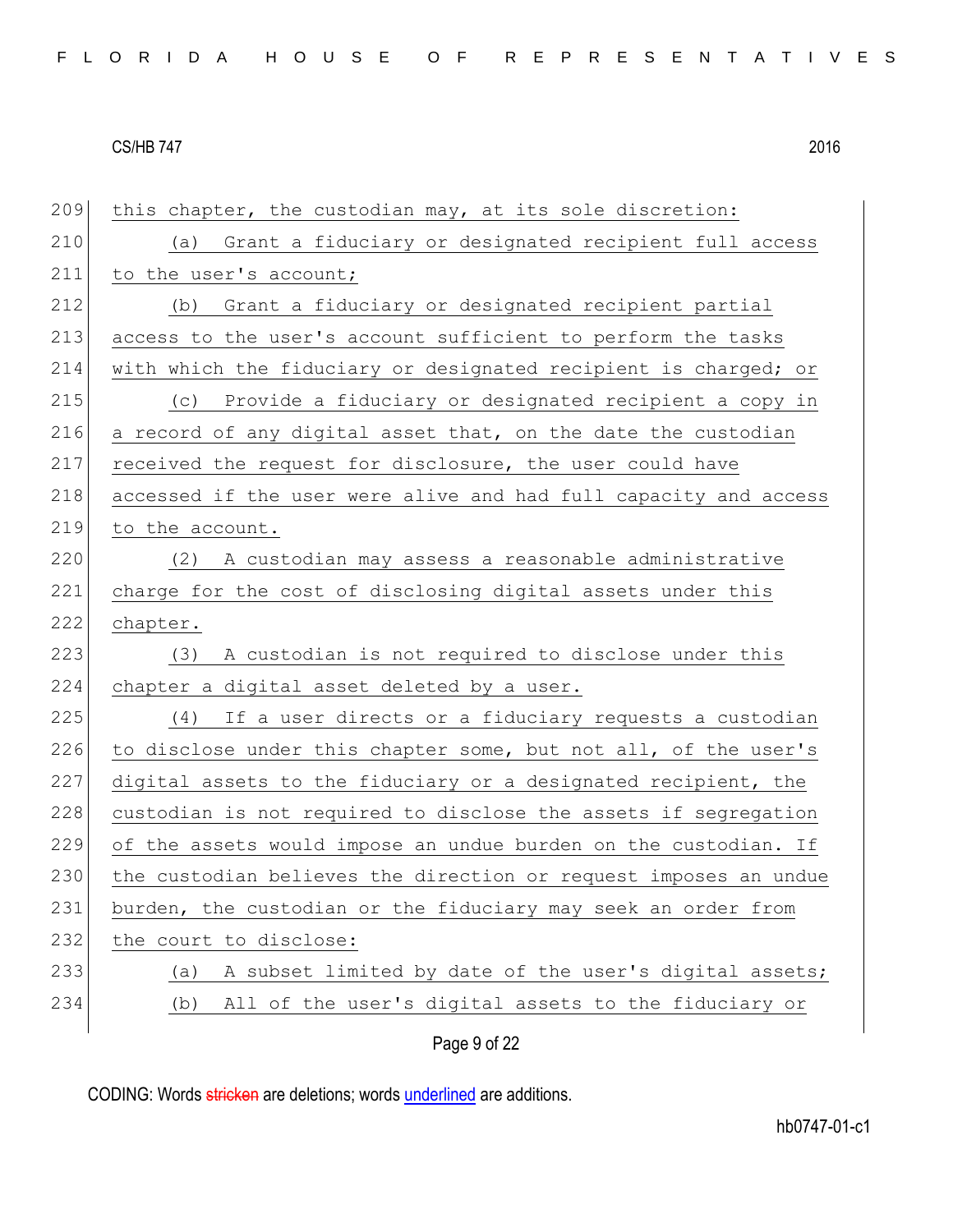this chapter, the custodian may, at its sole discretion:

(a) Grant a fiduciary or designated recipient full access to the user's account;

(b) Grant a fiduciary or designated recipient partial access to the user's account sufficient to perform the tasks with which the fiduciary or designated recipient is charged; or

(c) Provide a fiduciary or designated recipient a copy in a record of any digital asset that, on the date the custodian received the request for disclosure, the user could have accessed if the user were alive and had full capacity and access to the account.

(2) A custodian may assess a reasonable administrative charge for the cost of disclosing digital assets under this chapter.

(3) A custodian is not required to disclose under this chapter a digital asset deleted by a user.

(4) If a user directs or a fiduciary requests a custodian to disclose under this chapter some, but not all, of the user's digital assets to the fiduciary or a designated recipient, the custodian is not required to disclose the assets if segregation of the assets would impose an undue burden on the custodian. If the custodian believes the direction or request imposes an undue burden, the custodian or the fiduciary may seek an order from the court to disclose:

(a) A subset limited by date of the user's digital assets;

(b) All of the user's digital assets to the fiduciary or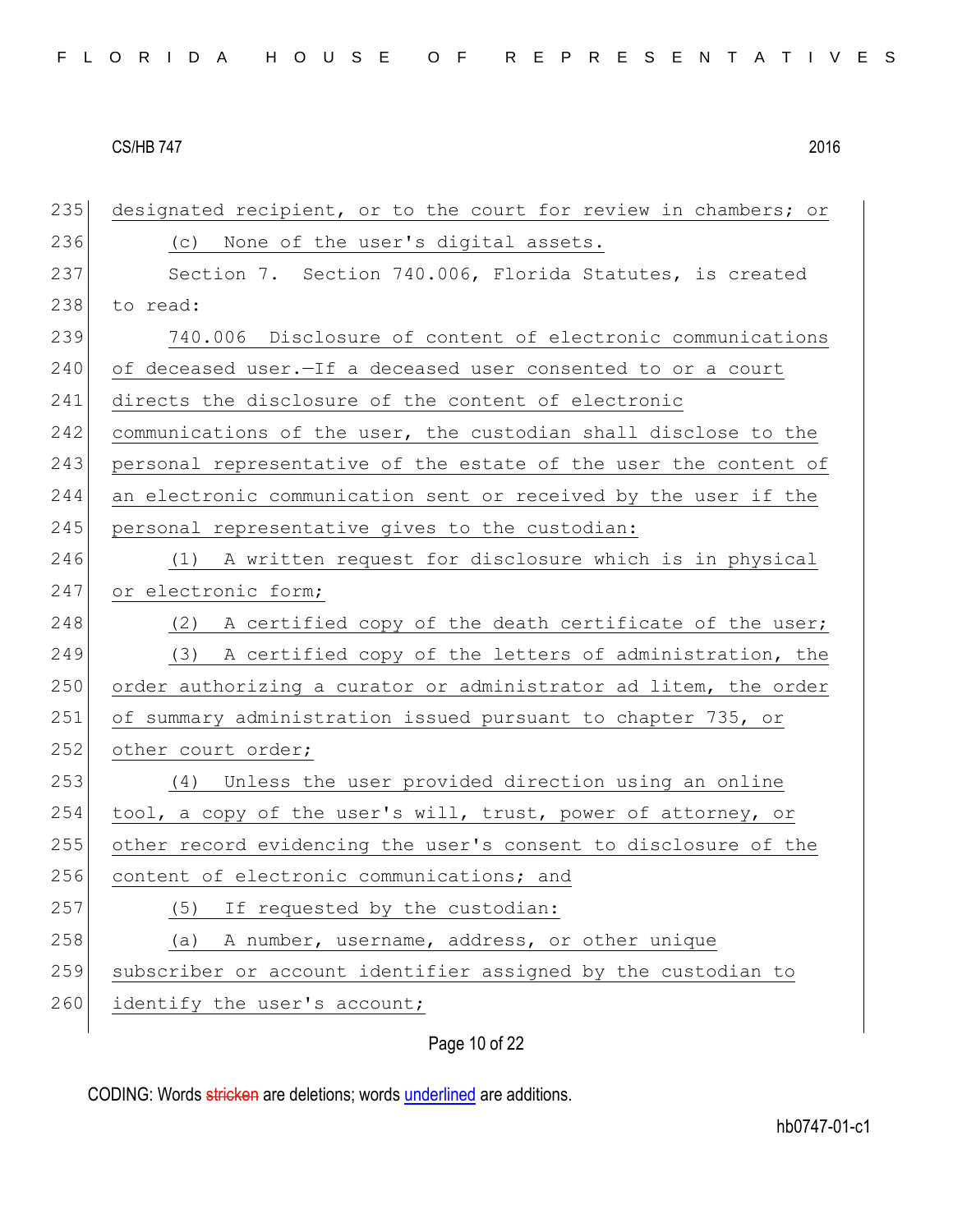designated recipient, or to the court for review in chambers; or

(c) None of the user's digital assets.

Section 7. Section 740.006, Florida Statutes, is created to read:

740.006 Disclosure of content of electronic communications of deceased user.—If a deceased user consented to or a court directs the disclosure of the content of electronic communications of the user, the custodian shall disclose to the personal representative of the estate of the user the content of an electronic communication sent or received by the user if the personal representative gives to the custodian:

(1) A written request for disclosure which is in physical or electronic form;

(2) A certified copy of the death certificate of the user;

(3) A certified copy of the letters of administration, the order authorizing a curator or administrator ad litem, the order of summary administration issued pursuant to chapter 735, or other court order;

(4) Unless the user provided direction using an online tool, a copy of the user's will, trust, power of attorney, or other record evidencing the user's consent to disclosure of the content of electronic communications; and

(5) If requested by the custodian:

(a) A number, username, address, or other unique subscriber or account identifier assigned by the custodian to identify the user's account;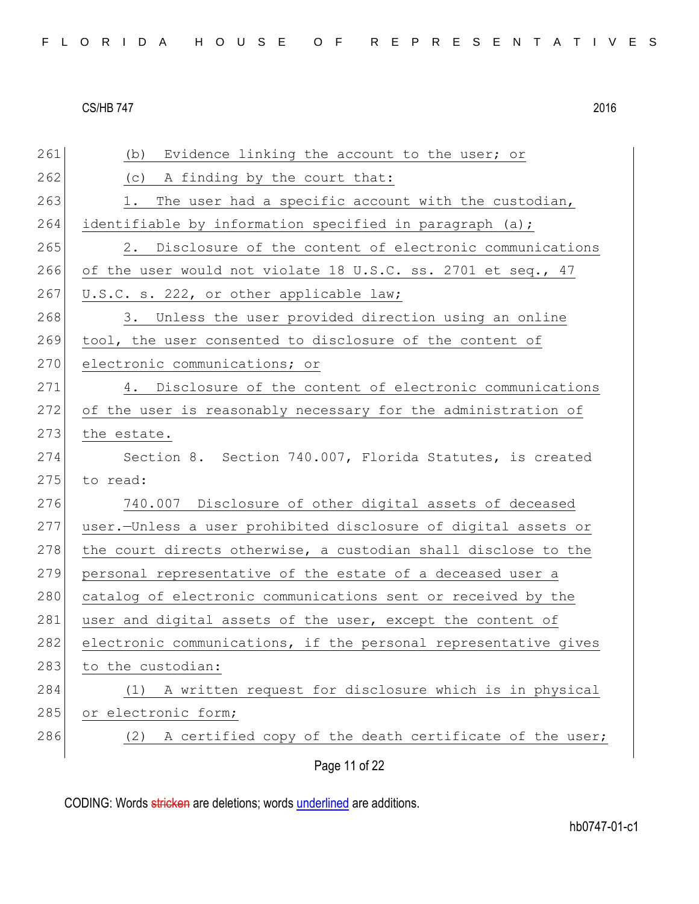(b) Evidence linking the account to the user; or

(c) A finding by the court that:

1. The user had a specific account with the custodian, identifiable by information specified in paragraph (a);

2. Disclosure of the content of electronic communications of the user would not violate 18 U.S.C. ss. 2701 et seq., 47 U.S.C. s. 222, or other applicable law;

3. Unless the user provided direction using an online tool, the user consented to disclosure of the content of electronic communications; or

4. Disclosure of the content of electronic communications of the user is reasonably necessary for the administration of the estate.

Section 8. Section 740.007, Florida Statutes, is created to read:

740.007 Disclosure of other digital assets of deceased user.—Unless a user prohibited disclosure of digital assets or the court directs otherwise, a custodian shall disclose to the personal representative of the estate of a deceased user a catalog of electronic communications sent or received by the user and digital assets of the user, except the content of electronic communications, if the personal representative gives to the custodian:

(1) A written request for disclosure which is in physical or electronic form;

(2) A certified copy of the death certificate of the user;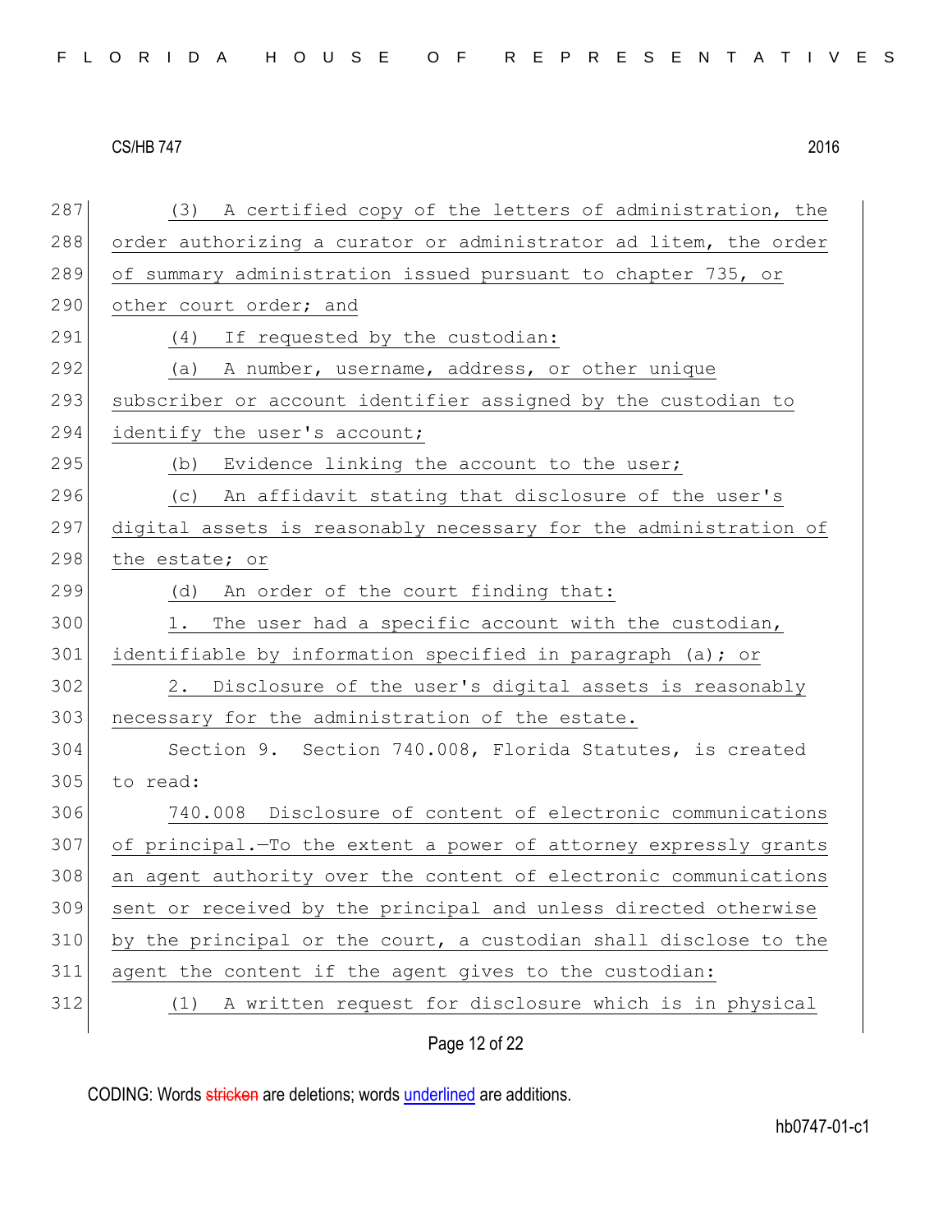(3) A certified copy of the letters of administration, the order authorizing a curator or administrator ad litem, the order of summary administration issued pursuant to chapter 735, or other court order; and

(4) If requested by the custodian:

(a) A number, username, address, or other unique subscriber or account identifier assigned by the custodian to identify the user's account;

(b) Evidence linking the account to the user;

(c) An affidavit stating that disclosure of the user's digital assets is reasonably necessary for the administration of the estate; or

(d) An order of the court finding that:

1. The user had a specific account with the custodian, identifiable by information specified in paragraph (a); or

2. Disclosure of the user's digital assets is reasonably necessary for the administration of the estate.

Section 9. Section 740.008, Florida Statutes, is created to read:

740.008 Disclosure of content of electronic communications of principal.—To the extent a power of attorney expressly grants an agent authority over the content of electronic communications sent or received by the principal and unless directed otherwise by the principal or the court, a custodian shall disclose to the agent the content if the agent gives to the custodian:

(1) A written request for disclosure which is in physical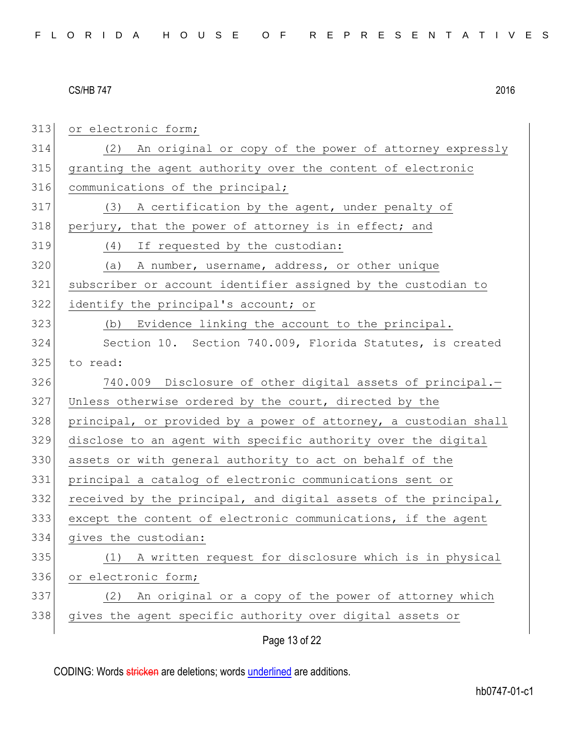or electronic form;

(2) An original or copy of the power of attorney expressly granting the agent authority over the content of electronic communications of the principal;

(3) A certification by the agent, under penalty of perjury, that the power of attorney is in effect; and

(4) If requested by the custodian:

(a) A number, username, address, or other unique subscriber or account identifier assigned by the custodian to identify the principal's account; or

(b) Evidence linking the account to the principal.

Section 10. Section 740.009, Florida Statutes, is created to read:

740.009 Disclosure of other digital assets of principal.—Unless otherwise ordered by the court, directed by the principal, or provided by a power of attorney, a custodian shall disclose to an agent with specific authority over the digital assets or with general authority to act on behalf of the principal a catalog of electronic communications sent or received by the principal, and digital assets of the principal, except the content of electronic communications, if the agent gives the custodian:

(1) A written request for disclosure which is in physical or electronic form;

(2) An original or a copy of the power of attorney which gives the agent specific authority over digital assets or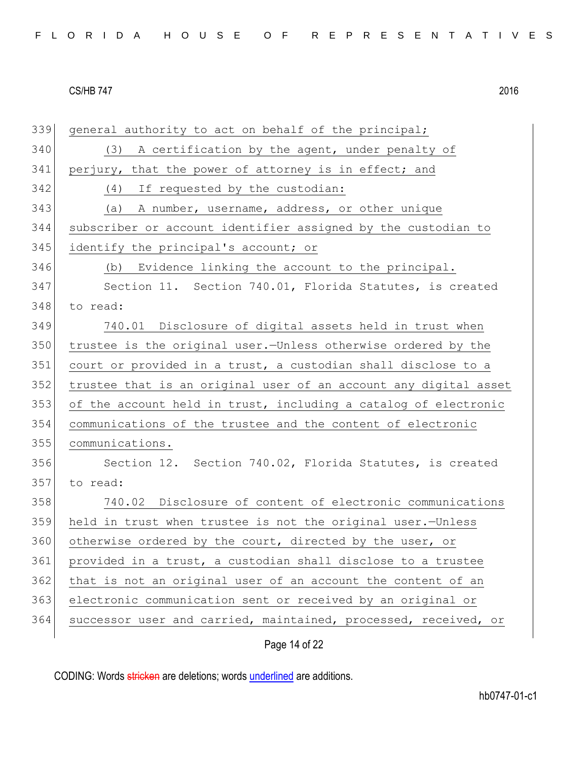general authority to act on behalf of the principal;

(3) A certification by the agent, under penalty of perjury, that the power of attorney is in effect; and

(4) If requested by the custodian:

(a) A number, username, address, or other unique subscriber or account identifier assigned by the custodian to identify the principal's account; or

(b) Evidence linking the account to the principal.

Section 11. Section 740.01, Florida Statutes, is created to read:

740.01 Disclosure of digital assets held in trust when trustee is the original user.—Unless otherwise ordered by the court or provided in a trust, a custodian shall disclose to a trustee that is an original user of an account any digital asset of the account held in trust, including a catalog of electronic communications of the trustee and the content of electronic communications.

Section 12. Section 740.02, Florida Statutes, is created to read:

740.02 Disclosure of content of electronic communications held in trust when trustee is not the original user.—Unless otherwise ordered by the court, directed by the user, or provided in a trust, a custodian shall disclose to a trustee that is not an original user of an account the content of an electronic communication sent or received by an original or successor user and carried, maintained, processed, received, or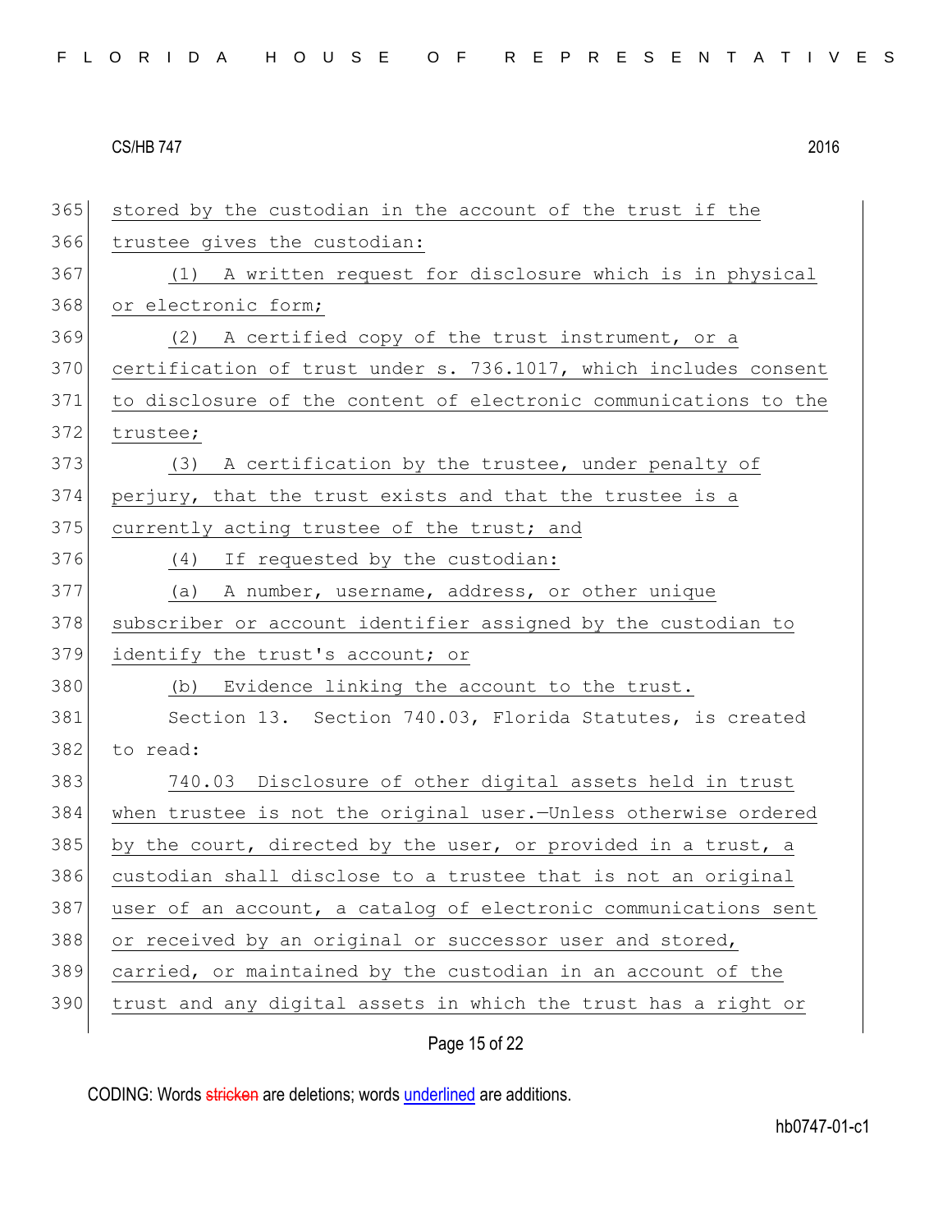stored by the custodian in the account of the trust if the trustee gives the custodian:

(1) A written request for disclosure which is in physical or electronic form;

(2) A certified copy of the trust instrument, or a certification of trust under s. 736.1017, which includes consent to disclosure of the content of electronic communications to the trustee;

(3) A certification by the trustee, under penalty of perjury, that the trust exists and that the trustee is a currently acting trustee of the trust; and

(4) If requested by the custodian:

(a) A number, username, address, or other unique subscriber or account identifier assigned by the custodian to identify the trust's account; or

(b) Evidence linking the account to the trust.

Section 13. Section 740.03, Florida Statutes, is created to read:

740.03 Disclosure of other digital assets held in trust when trustee is not the original user.—Unless otherwise ordered by the court, directed by the user, or provided in a trust, a custodian shall disclose to a trustee that is not an original user of an account, a catalog of electronic communications sent or received by an original or successor user and stored, carried, or maintained by the custodian in an account of the trust and any digital assets in which the trust has a right or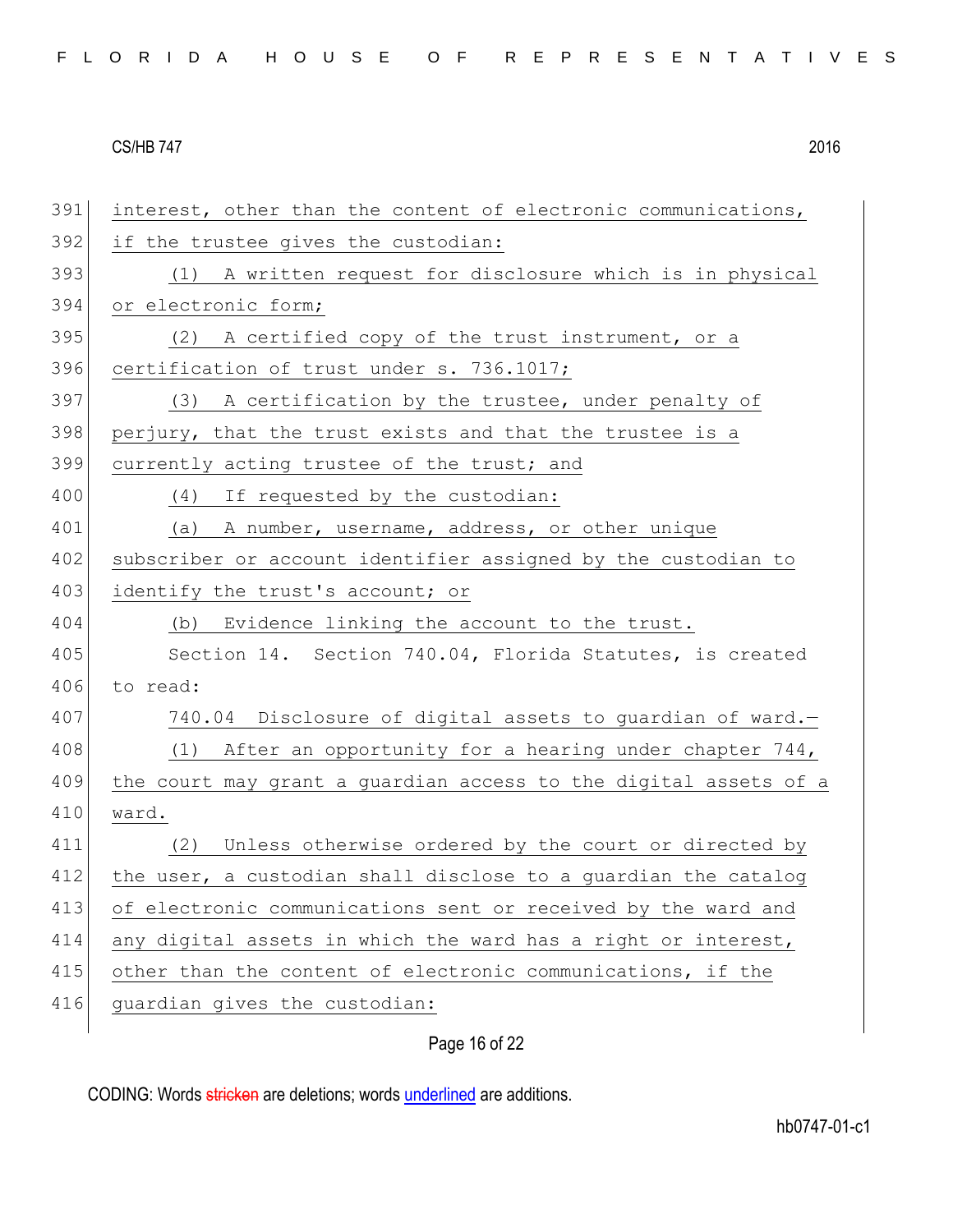interest, other than the content of electronic communications, if the trustee gives the custodian:

(1) A written request for disclosure which is in physical or electronic form;

(2) A certified copy of the trust instrument, or a certification of trust under s. 736.1017;

(3) A certification by the trustee, under penalty of perjury, that the trust exists and that the trustee is a currently acting trustee of the trust; and

(4) If requested by the custodian:

(a) A number, username, address, or other unique subscriber or account identifier assigned by the custodian to identify the trust's account; or

(b) Evidence linking the account to the trust.

Section 14. Section 740.04, Florida Statutes, is created to read:

740.04 Disclosure of digital assets to guardian of ward.—

(1) After an opportunity for a hearing under chapter 744, the court may grant a guardian access to the digital assets of a ward.

(2) Unless otherwise ordered by the court or directed by the user, a custodian shall disclose to a guardian the catalog of electronic communications sent or received by the ward and any digital assets in which the ward has a right or interest, other than the content of electronic communications, if the guardian gives the custodian: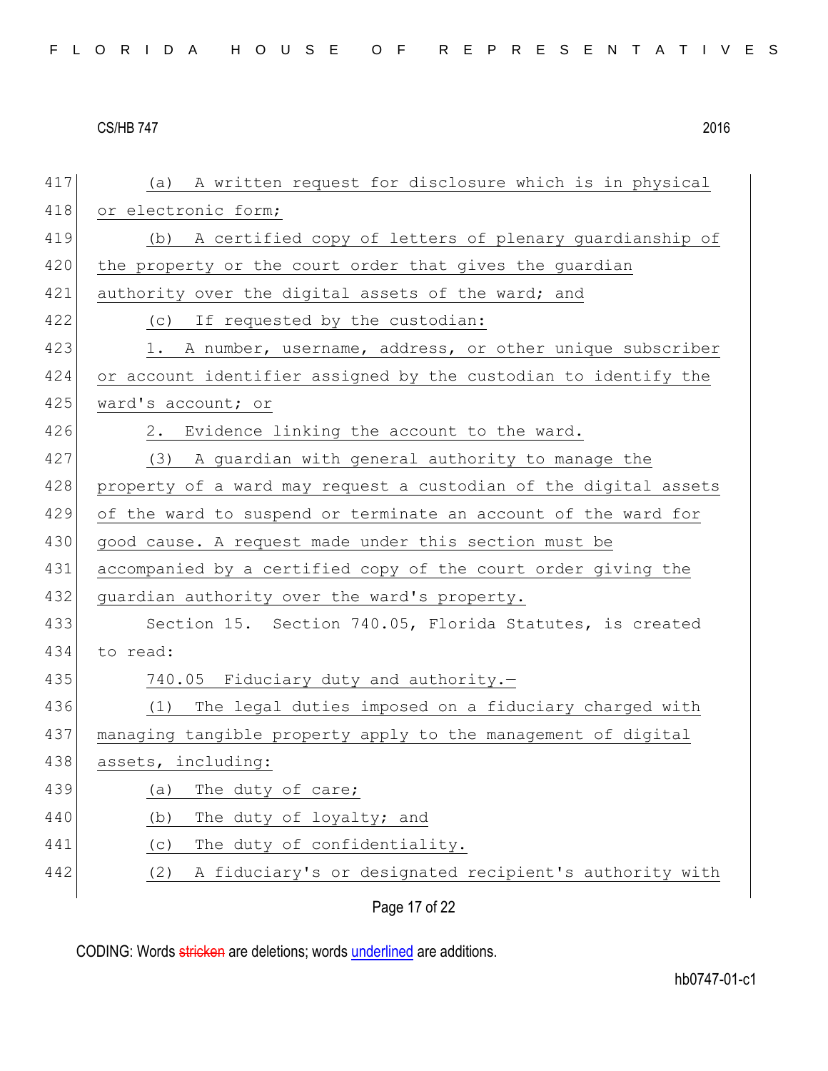(a) A written request for disclosure which is in physical or electronic form;

(b) A certified copy of letters of plenary guardianship of the property or the court order that gives the guardian authority over the digital assets of the ward; and

(c) If requested by the custodian:

1. A number, username, address, or other unique subscriber or account identifier assigned by the custodian to identify the ward's account; or

2. Evidence linking the account to the ward.

(3) A guardian with general authority to manage the property of a ward may request a custodian of the digital assets of the ward to suspend or terminate an account of the ward for good cause. A request made under this section must be accompanied by a certified copy of the court order giving the guardian authority over the ward's property.

Section 15. Section 740.05, Florida Statutes, is created to read:

740.05 Fiduciary duty and authority.—

(1) The legal duties imposed on a fiduciary charged with managing tangible property apply to the management of digital assets, including:

(a) The duty of care;

(b) The duty of loyalty; and

(c) The duty of confidentiality.

(2) A fiduciary's or designated recipient's authority with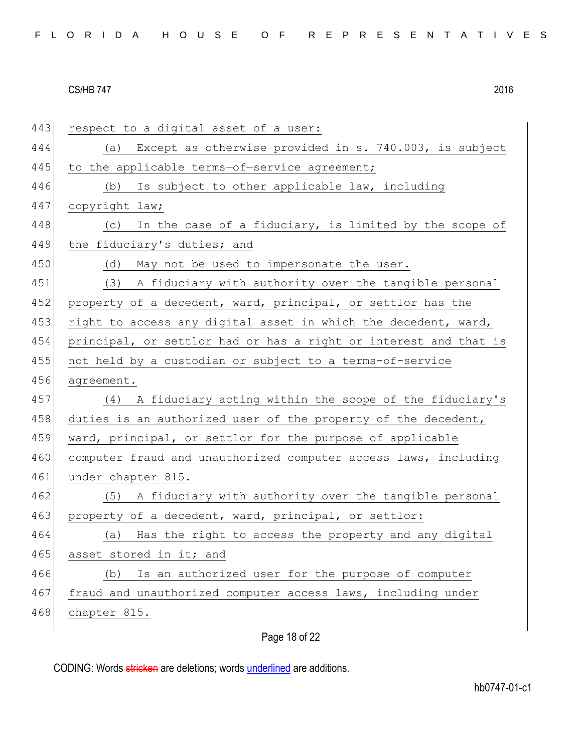443 respect to a digital asset of a user:

444 (a) Except as otherwise provided in s. 740.003, is subject

445 to the applicable terms-of-service agreement;

446 (b) Is subject to other applicable law, including

447 copyright law;

448 (c) In the case of a fiduciary, is limited by the scope of

449 the fiduciary's duties; and

450 (d) May not be used to impersonate the user.

451 (3) A fiduciary with authority over the tangible personal

452 property of a decedent, ward, principal, or settlor has the

453 right to access any digital asset in which the decedent, ward,

454 principal, or settlor had or has a right or interest and that is

455 not held by a custodian or subject to a terms-of-service

456 agreement.

457 (4) A fiduciary acting within the scope of the fiduciary's

458 duties is an authorized user of the property of the decedent,

459 ward, principal, or settlor for the purpose of applicable

460 computer fraud and unauthorized computer access laws, including

461 under chapter 815.

462 (5) A fiduciary with authority over the tangible personal

463 property of a decedent, ward, principal, or settlor:

464 (a) Has the right to access the property and any digital

465 asset stored in it; and

466 (b) Is an authorized user for the purpose of computer

467 fraud and unauthorized computer access laws, including under

468 chapter 815.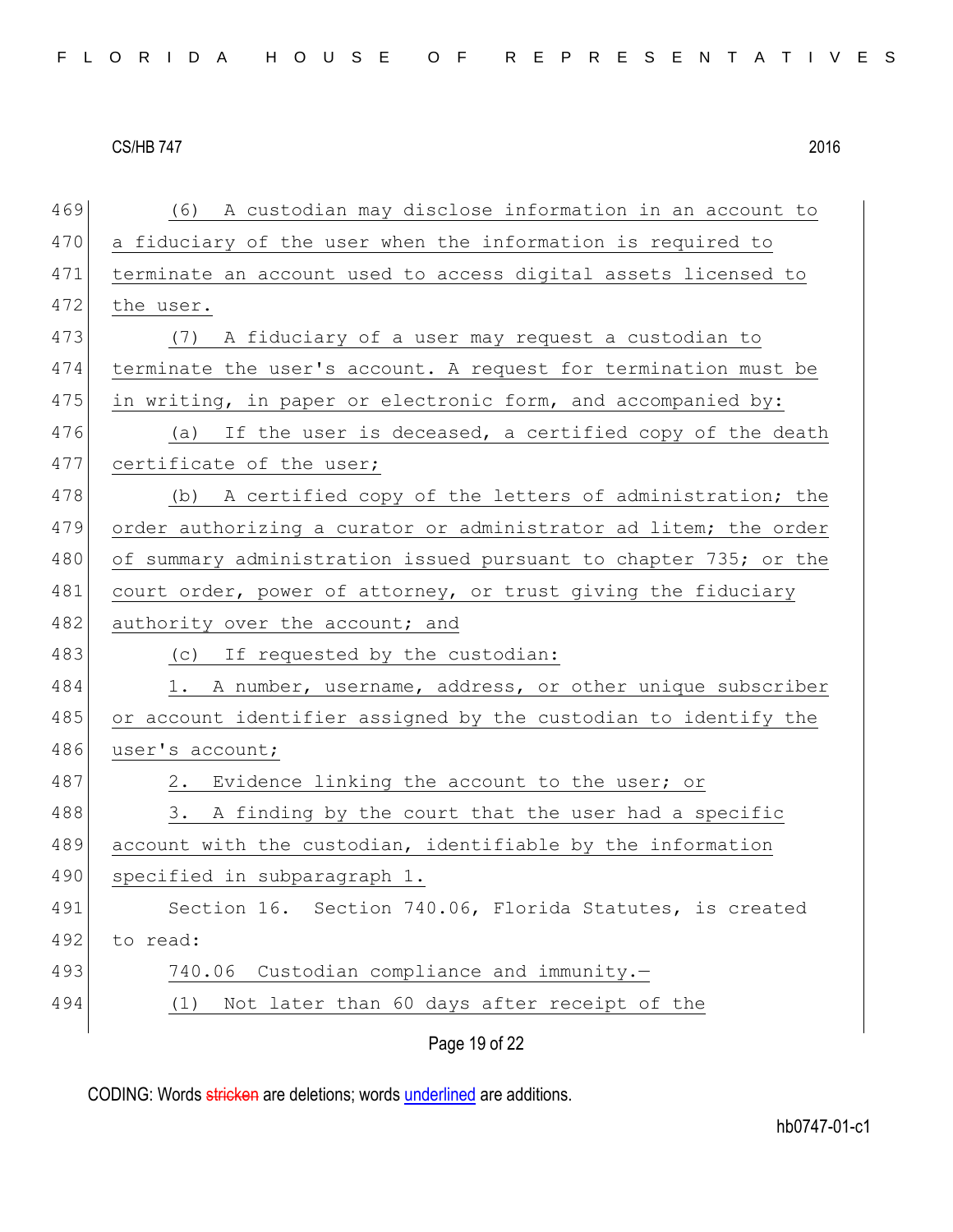(6) A custodian may disclose information in an account to a fiduciary of the user when the information is required to terminate an account used to access digital assets licensed to the user.

(7) A fiduciary of a user may request a custodian to terminate the user's account. A request for termination must be in writing, in paper or electronic form, and accompanied by:

(a) If the user is deceased, a certified copy of the death certificate of the user;

(b) A certified copy of the letters of administration; the order authorizing a curator or administrator ad litem; the order of summary administration issued pursuant to chapter 735; or the court order, power of attorney, or trust giving the fiduciary authority over the account; and

(c) If requested by the custodian:

1. A number, username, address, or other unique subscriber or account identifier assigned by the custodian to identify the user's account;

2. Evidence linking the account to the user; or

3. A finding by the court that the user had a specific account with the custodian, identifiable by the information specified in subparagraph 1.

Section 16. Section 740.06, Florida Statutes, is created to read:

740.06 Custodian compliance and immunity.—

(1) Not later than 60 days after receipt of the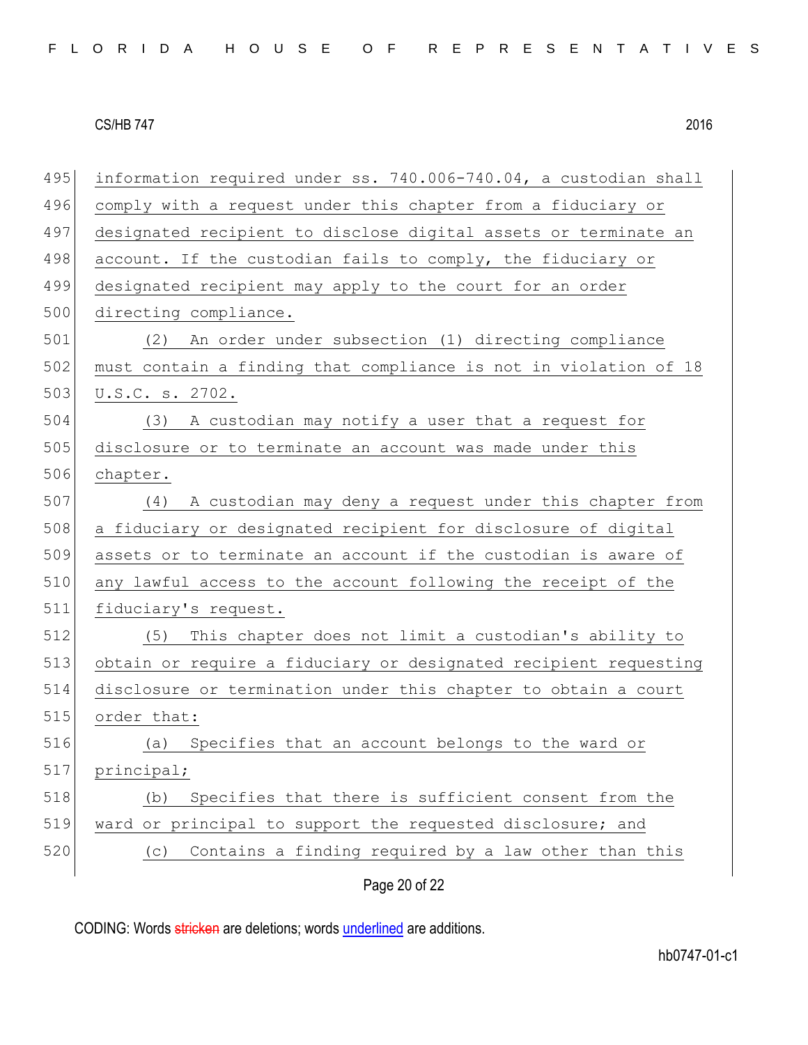information required under ss. 740.006-740.04, a custodian shall comply with a request under this chapter from a fiduciary or designated recipient to disclose digital assets or terminate an account. If the custodian fails to comply, the fiduciary or designated recipient may apply to the court for an order directing compliance.

(2) An order under subsection (1) directing compliance must contain a finding that compliance is not in violation of 18 U.S.C. s. 2702.

(3) A custodian may notify a user that a request for disclosure or to terminate an account was made under this chapter.

(4) A custodian may deny a request under this chapter from a fiduciary or designated recipient for disclosure of digital assets or to terminate an account if the custodian is aware of any lawful access to the account following the receipt of the fiduciary's request.

(5) This chapter does not limit a custodian's ability to obtain or require a fiduciary or designated recipient requesting disclosure or termination under this chapter to obtain a court order that:

(a) Specifies that an account belongs to the ward or principal;

(b) Specifies that there is sufficient consent from the ward or principal to support the requested disclosure; and

(c) Contains a finding required by a law other than this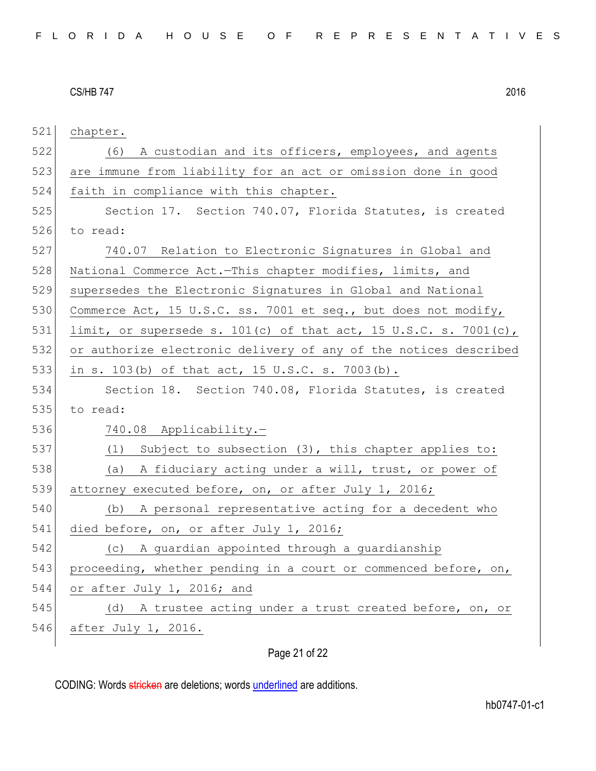chapter.

(6) A custodian and its officers, employees, and agents are immune from liability for an act or omission done in good faith in compliance with this chapter.

Section 17. Section 740.07, Florida Statutes, is created to read:

740.07 Relation to Electronic Signatures in Global and National Commerce Act.—This chapter modifies, limits, and supersedes the Electronic Signatures in Global and National Commerce Act, 15 U.S.C. ss. 7001 et seq., but does not modify, limit, or supersede s. 101(c) of that act, 15 U.S.C. s. 7001(c), or authorize electronic delivery of any of the notices described in s. 103(b) of that act, 15 U.S.C. s. 7003(b).

Section 18. Section 740.08, Florida Statutes, is created to read:

740.08 Applicability.—

(1) Subject to subsection (3), this chapter applies to:

(a) A fiduciary acting under a will, trust, or power of attorney executed before, on, or after July 1, 2016;

(b) A personal representative acting for a decedent who died before, on, or after July 1, 2016;

(c) A guardian appointed through a guardianship proceeding, whether pending in a court or commenced before, on, or after July 1, 2016; and

(d) A trustee acting under a trust created before, on, or after July 1, 2016.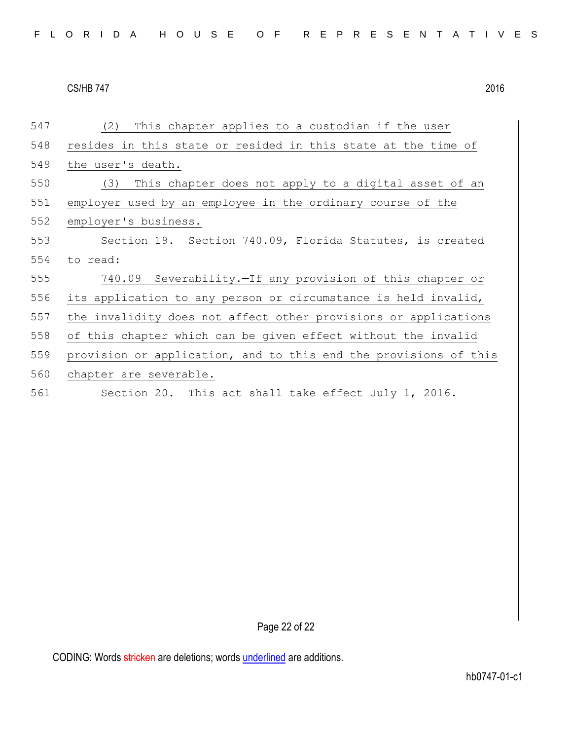(2) This chapter applies to a custodian if the user resides in this state or resided in this state at the time of the user's death.

(3) This chapter does not apply to a digital asset of an employer used by an employee in the ordinary course of the employer's business.

Section 19. Section 740.09, Florida Statutes, is created to read:

740.09 Severability.—If any provision of this chapter or its application to any person or circumstance is held invalid, the invalidity does not affect other provisions or applications of this chapter which can be given effect without the invalid provision or application, and to this end the provisions of this chapter are severable.

Section 20. This act shall take effect July 1, 2016.